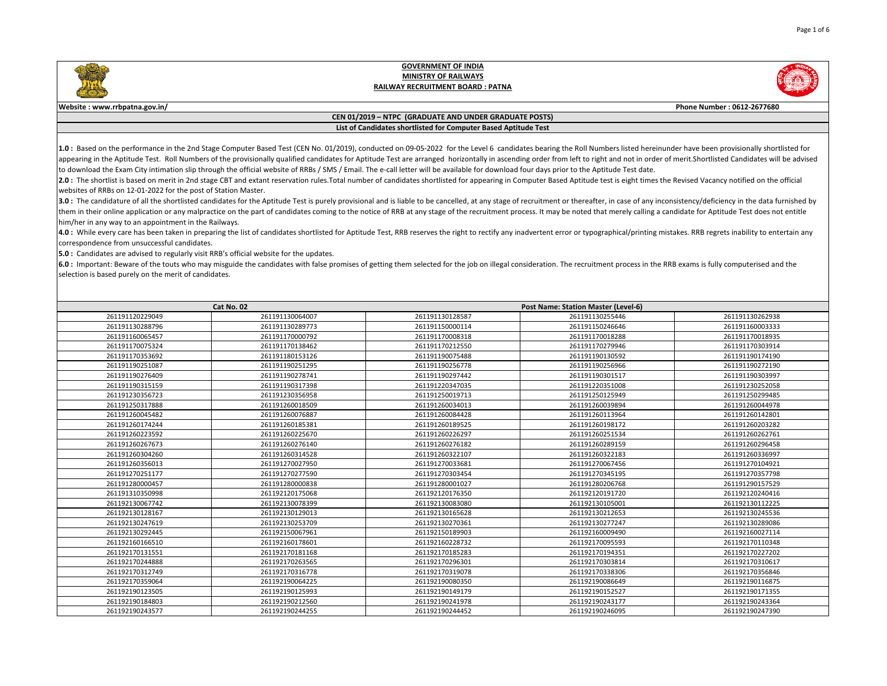**GOVERNMENT OF INDIA**
**MINISTRY OF RAILWAYS**
**RAILWAY RECRUITMENT BOARD : PATNA**

**Website : www.rrbpatna.gov.in/** **Phone Number : 0612-2677680**

**CEN 01/2019 – NTPC (GRADUATE AND UNDER GRADUATE POSTS)**

**List of Candidates shortlisted for Computer Based Aptitude Test**

**1.0 :** Based on the performance in the 2nd Stage Computer Based Test (CEN No. 01/2019), conducted on 09-05-2022 for the Level 6 candidates bearing the Roll Numbers listed hereinunder have been provisionally shortlisted for appearing in the Aptitude Test. Roll Numbers of the provisionally qualified candidates for Aptitude Test are arranged horizontally in ascending order from left to right and not in order of merit.Shortlisted Candidates will be advised to download the Exam City intimation slip through the official website of RRBs / SMS / Email. The e-call letter will be available for download four days prior to the Aptitude Test date.

**2.0 :** The shortlist is based on merit in 2nd stage CBT and extant reservation rules.Total number of candidates shortlisted for appearing in Computer Based Aptitude test is eight times the Revised Vacancy notified on the official websites of RRBs on 12-01-2022 for the post of Station Master.

**3.0 :** The candidature of all the shortlisted candidates for the Aptitude Test is purely provisional and is liable to be cancelled, at any stage of recruitment or thereafter, in case of any inconsistency/deficiency in the data furnished by them in their online application or any malpractice on the part of candidates coming to the notice of RRB at any stage of the recruitment process. It may be noted that merely calling a candidate for Aptitude Test does not entitle him/her in any way to an appointment in the Railways.

**4.0 :** While every care has been taken in preparing the list of candidates shortlisted for Aptitude Test, RRB reserves the right to rectify any inadvertent error or typographical/printing mistakes. RRB regrets inability to entertain any correspondence from unsuccessful candidates.

**5.0 :** Candidates are advised to regularly visit RRB's official website for the updates.

**6.0 :** Important: Beware of the touts who may misguide the candidates with false promises of getting them selected for the job on illegal consideration. The recruitment process in the RRB exams is fully computerised and the selection is based purely on the merit of candidates.

| Cat No. 02 | | Post Name: Station Master (Level-6) | | |
|---|---|---|---|---|
| 261191120229049 | 261191130064007 | 261191130128587 | 261191130255446 | 261191130262938 |
| 261191130288796 | 261191130289773 | 261191150000114 | 261191150246646 | 261191160003333 |
| 261191160065457 | 261191170000792 | 261191170008318 | 261191170008288 | 261191170018935 |
| 261191170075324 | 261191170138462 | 261191170212550 | 261191170279946 | 261191170303914 |
| 261191170353692 | 261191180153126 | 261191190075488 | 261191190130592 | 261191190174190 |
| 261191190251087 | 261191190251295 | 261191190256778 | 261191190256966 | 261191190272190 |
| 261191190276409 | 261191190278741 | 261191190297442 | 261191190301517 | 261191190303997 |
| 261191190315159 | 261191190317398 | 261191220347035 | 261191230351008 | 261191230252058 |
| 261191230356723 | 261191230356958 | 261191250019713 | 261191250125949 | 261191250299485 |
| 261191250317888 | 261191260018509 | 261191260034013 | 261191260039894 | 261191260044978 |
| 261191260045482 | 261191260076887 | 261191260084428 | 261191260113964 | 261191260142801 |
| 261191260174244 | 261191260185381 | 261191260189525 | 261191260198172 | 261191260203282 |
| 261191260223592 | 261191260225670 | 261191260226297 | 261191260251534 | 261191260262761 |
| 261191260267673 | 261191260276140 | 261191260276182 | 261191260289159 | 261191260296458 |
| 261191260304260 | 261191260314528 | 261191260322107 | 261191260322183 | 261191260336997 |
| 261191260356013 | 261191270027950 | 261191270033681 | 261191270067456 | 261191270104921 |
| 261191270251177 | 261191270277590 | 261191270303454 | 261191270345195 | 261191270357798 |
| 261191280000457 | 261191280000838 | 261191280001027 | 261191280206768 | 261191290157529 |
| 261191310350998 | 261192120175068 | 261192120176350 | 261192120191720 | 261192120240416 |
| 261192130067742 | 261192130078399 | 261192130083080 | 261192130105001 | 261192130112225 |
| 261192130128167 | 261192130129013 | 261192130165628 | 261192130212653 | 261192130245536 |
| 261192130247619 | 261192130253709 | 261192130270361 | 261192130277247 | 261192130289086 |
| 261192130292445 | 261192150067961 | 261192150189903 | 261192160009490 | 261192160027114 |
| 261192160166510 | 261192160178601 | 261192160228732 | 261192170095593 | 261192170110348 |
| 261192170131551 | 261192170181168 | 261192170185283 | 261192170194351 | 261192170227202 |
| 261192170244888 | 261192170263565 | 261192170296301 | 261192170303814 | 261192170310617 |
| 261192170312749 | 261192170316778 | 261192170319078 | 261192170338306 | 261192170356846 |
| 261192170359064 | 261192190064225 | 261192190080350 | 261192190086649 | 261192190116875 |
| 261192190123505 | 261192190125993 | 261192190149179 | 261192190152527 | 261192190171355 |
| 261192190184803 | 261192190212560 | 261192190241978 | 261192190243177 | 261192190243364 |
| 261192190243577 | 261192190244255 | 261192190244452 | 261192190246095 | 261192190247390 |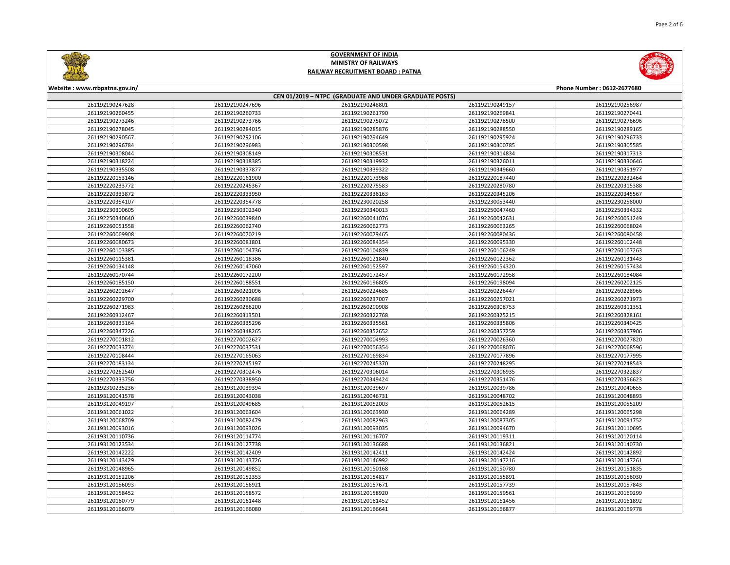**GOVERNMENT OF INDIA**
**MINISTRY OF RAILWAYS**
**RAILWAY RECRUITMENT BOARD : PATNA**

Website : www.rrbpatna.gov.in/ Phone Number : 0612-2677680

**CEN 01/2019 – NTPC (GRADUATE AND UNDER GRADUATE POSTS)**

| | | | | |
|---|---|---|---|---|
| 261192190247628 | 261192190247696 | 261192190248801 | 261192190249157 | 261192190256987 |
| 261192190260455 | 261192190260733 | 261192190261790 | 261192190269841 | 261192190270441 |
| 261192190273246 | 261192190273766 | 261192190275072 | 261192190276500 | 261192190276696 |
| 261192190278045 | 261192190284015 | 261192190285876 | 261192190288550 | 261192190289165 |
| 261192190290567 | 261192190292106 | 261192190294649 | 261192190295924 | 261192190296733 |
| 261192190296784 | 261192190296983 | 261192190300598 | 261192190300785 | 261192190305585 |
| 261192190308044 | 261192190308149 | 261192190308531 | 261192190314834 | 261192190317313 |
| 261192190318224 | 261192190318385 | 261192190319932 | 261192190326011 | 261192190330646 |
| 261192190335508 | 261192190337877 | 261192190339322 | 261192190349660 | 261192190351977 |
| 261192220153146 | 261192220161900 | 261192220173968 | 261192220187440 | 261192220232464 |
| 261192220233772 | 261192220245367 | 261192220275583 | 261192220280780 | 261192220315388 |
| 261192220333872 | 261192220333950 | 261192220336163 | 261192220345206 | 261192220345567 |
| 261192220354107 | 261192220354778 | 261192230020258 | 261192230053440 | 261192230258000 |
| 261192230300605 | 261192230302340 | 261192230340013 | 261192250047460 | 261192250334332 |
| 261192250340640 | 261192260039840 | 261192260041076 | 261192260042631 | 261192260051249 |
| 261192260051558 | 261192260062740 | 261192260062773 | 261192260063265 | 261192260068024 |
| 261192260069908 | 261192260070219 | 261192260079465 | 261192260080436 | 261192260080458 |
| 261192260080673 | 261192260081801 | 261192260084354 | 261192260095330 | 261192260102448 |
| 261192260103385 | 261192260104736 | 261192260104839 | 261192260106249 | 261192260107263 |
| 261192260115381 | 261192260118386 | 261192260121840 | 261192260122362 | 261192260131443 |
| 261192260134148 | 261192260147060 | 261192260152597 | 261192260154320 | 261192260157434 |
| 261192260170744 | 261192260172200 | 261192260172457 | 261192260172958 | 261192260184084 |
| 261192260185150 | 261192260188551 | 261192260196805 | 261192260198094 | 261192260202125 |
| 261192260202647 | 261192260221096 | 261192260224685 | 261192260226447 | 261192260228966 |
| 261192260229700 | 261192260230688 | 261192260237007 | 261192260257021 | 261192260271973 |
| 261192260271983 | 261192260286200 | 261192260290908 | 261192260308753 | 261192260311351 |
| 261192260312467 | 261192260313501 | 261192260322768 | 261192260325215 | 261192260328161 |
| 261192260333164 | 261192260335296 | 261192260335561 | 261192260335806 | 261192260340425 |
| 261192260347226 | 261192260348265 | 261192260352652 | 261192260357259 | 261192260357906 |
| 261192270001812 | 261192270002627 | 261192270004993 | 261192270026360 | 261192270027820 |
| 261192270033774 | 261192270037531 | 261192270056354 | 261192270068076 | 261192270068596 |
| 261192270108444 | 261192270165063 | 261192270169834 | 261192270177896 | 261192270177995 |
| 261192270183134 | 261192270245197 | 261192270245370 | 261192270248295 | 261192270248543 |
| 261192270262540 | 261192270302476 | 261192270306014 | 261192270306935 | 261192270322837 |
| 261192270333756 | 261192270338950 | 261192270349424 | 261192270351476 | 261192270356623 |
| 261192310235236 | 261193120039394 | 261193120039697 | 261193120039786 | 261193120040655 |
| 261193120041578 | 261193120043038 | 261193120046731 | 261193120048702 | 261193120048893 |
| 261193120049197 | 261193120049685 | 261193120052003 | 261193120052615 | 261193120055209 |
| 261193120061022 | 261193120063604 | 261193120063930 | 261193120064289 | 261193120065298 |
| 261193120068709 | 261193120082479 | 261193120082963 | 261193120087305 | 261193120091752 |
| 261193120093016 | 261193120093035 | 261193120094670 | 261193120110695 | 261193120110695 |
| 261193120110736 | 261193120114774 | 261193120116707 | 261193120119311 | 261193120120114 |
| 261193120123534 | 261193120127738 | 261193120136688 | 261193120136821 | 261193120140730 |
| 261193120142222 | 261193120142409 | 261193120142411 | 261193120142424 | 261193120142892 |
| 261193120143429 | 261193120143726 | 261193120146992 | 261193120147216 | 261193120147261 |
| 261193120148965 | 261193120149852 | 261193120150168 | 261193120150780 | 261193120151835 |
| 261193120152206 | 261193120152353 | 261193120154817 | 261193120155891 | 261193120156030 |
| 261193120156093 | 261193120156921 | 261193120157671 | 261193120157739 | 261193120157843 |
| 261193120158452 | 261193120158572 | 261193120158920 | 261193120159561 | 261193120160299 |
| 261193120160779 | 261193120161448 | 261193120161452 | 261193120161456 | 261193120161892 |
| 261193120166079 | 261193120166080 | 261193120166641 | 261193120166877 | 261193120169778 |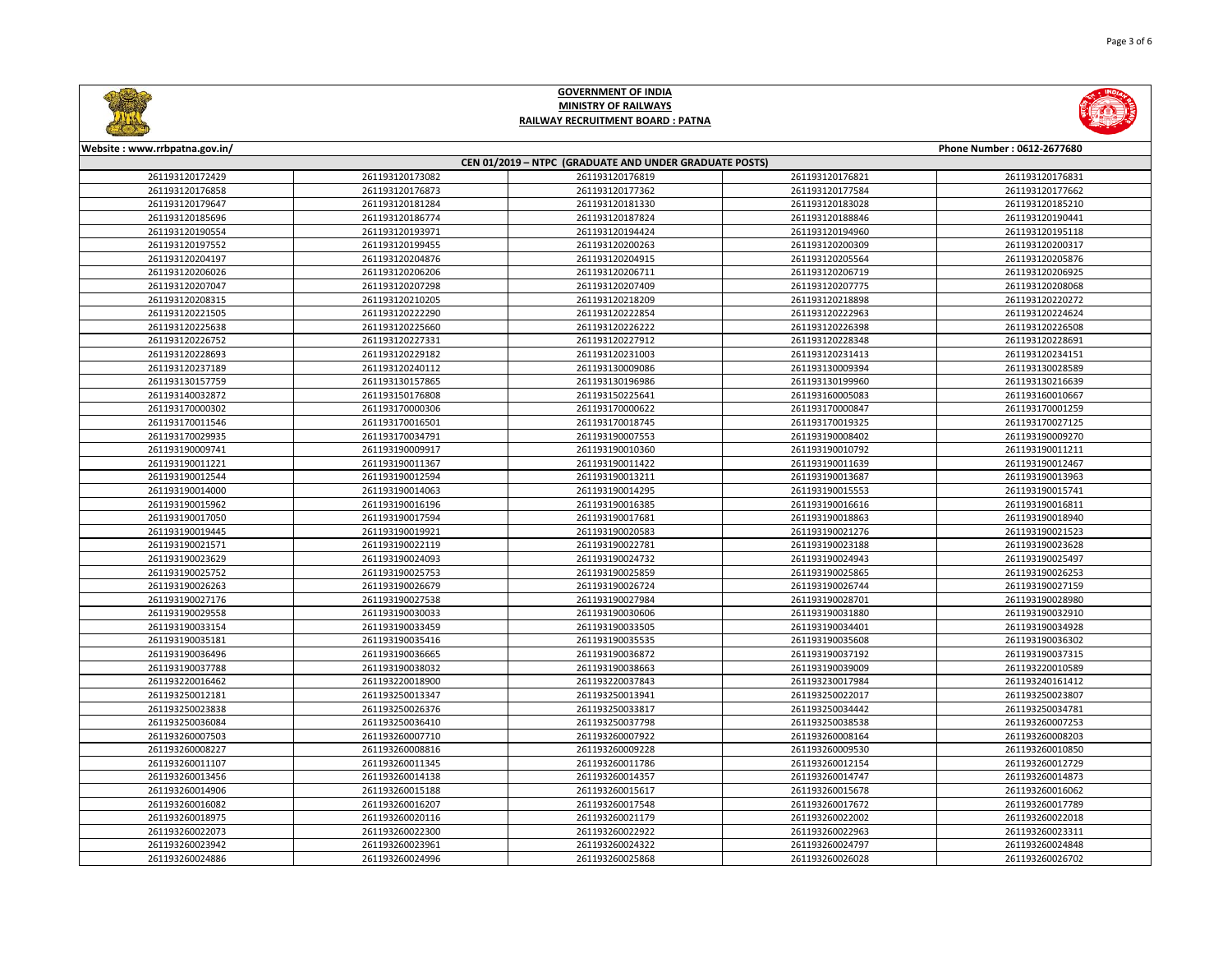**GOVERNMENT OF INDIA**
**MINISTRY OF RAILWAYS**
**RAILWAY RECRUITMENT BOARD : PATNA**

**Website : www.rrbpatna.gov.in/** **Phone Number : 0612-2677680**

| CEN 01/2019 – NTPC (GRADUATE AND UNDER GRADUATE POSTS) | | | | |
|---|---|---|---|---|
| 261193120172429 | 261193120173082 | 261193120176819 | 261193120176821 | 261193120176831 |
| 261193120176858 | 261193120176873 | 261193120177362 | 261193120177584 | 261193120177662 |
| 261193120179647 | 261193120181284 | 261193120181330 | 261193120183028 | 261193120185210 |
| 261193120185696 | 261193120186774 | 261193120187824 | 261193120188846 | 261193120190441 |
| 261193120190554 | 261193120193971 | 261193120194424 | 261193120194960 | 261193120195118 |
| 261193120197552 | 261193120199455 | 261193120200263 | 261193120200309 | 261193120200317 |
| 261193120204197 | 261193120204876 | 261193120204915 | 261193120205564 | 261193120205876 |
| 261193120206026 | 261193120206206 | 261193120206711 | 261193120206719 | 261193120206925 |
| 261193120207047 | 261193120207298 | 261193120207409 | 261193120207775 | 261193120208068 |
| 261193120208315 | 261193120210205 | 261193120218209 | 261193120218898 | 261193120220272 |
| 261193120221505 | 261193120222290 | 261193120222854 | 261193120222963 | 261193120224624 |
| 261193120225638 | 261193120225660 | 261193120226222 | 261193120226398 | 261193120226508 |
| 261193120226752 | 261193120227331 | 261193120227912 | 261193120228348 | 261193120228691 |
| 261193120228693 | 261193120229182 | 261193120231003 | 261193120231413 | 261193120234151 |
| 261193120237189 | 261193120240112 | 261193130009086 | 261193130009394 | 261193130028589 |
| 261193130157759 | 261193130157865 | 261193130196986 | 261193130199960 | 261193130216639 |
| 261193140032872 | 261193150176808 | 261193150225641 | 261193160005083 | 261193160010667 |
| 261193170000302 | 261193170000306 | 261193170000622 | 261193170000847 | 261193170001259 |
| 261193170011546 | 261193170016501 | 261193170018745 | 261193170019325 | 261193170027125 |
| 261193170029935 | 261193170034791 | 261193190007553 | 261193190008402 | 261193190009270 |
| 261193190009741 | 261193190009917 | 261193190010360 | 261193190010792 | 261193190011211 |
| 261193190011221 | 261193190011367 | 261193190011422 | 261193190011639 | 261193190012467 |
| 261193190012544 | 261193190012594 | 261193190013211 | 261193190013687 | 261193190013963 |
| 261193190014000 | 261193190014063 | 261193190014295 | 261193190015553 | 261193190015741 |
| 261193190015962 | 261193190016196 | 261193190016385 | 261193190016616 | 261193190016811 |
| 261193190017050 | 261193190017594 | 261193190017681 | 261193190018863 | 261193190018940 |
| 261193190019445 | 261193190019921 | 261193190020583 | 261193190021276 | 261193190021523 |
| 261193190021571 | 261193190022119 | 261193190022781 | 261193190023188 | 261193190023628 |
| 261193190023629 | 261193190024093 | 261193190024732 | 261193190024943 | 261193190025497 |
| 261193190025752 | 261193190025753 | 261193190025859 | 261193190025865 | 261193190026253 |
| 261193190026263 | 261193190026679 | 261193190026724 | 261193190026744 | 261193190027159 |
| 261193190027176 | 261193190027538 | 261193190027984 | 261193190028701 | 261193190028980 |
| 261193190029558 | 261193190030033 | 261193190030606 | 261193190031880 | 261193190032910 |
| 261193190033154 | 261193190033459 | 261193190033505 | 261193190034401 | 261193190034928 |
| 261193190035181 | 261193190035416 | 261193190035535 | 261193190035608 | 261193190036302 |
| 261193190036496 | 261193190036665 | 261193190036872 | 261193190037192 | 261193190037315 |
| 261193190037788 | 261193190038032 | 261193190038663 | 261193190039009 | 261193220010589 |
| 261193220016462 | 261193220018900 | 261193220037843 | 261193230017984 | 261193240161412 |
| 261193250012181 | 261193250013347 | 261193250013941 | 261193250022017 | 261193250023807 |
| 261193250023838 | 261193250026376 | 261193250033817 | 261193250034442 | 261193250034781 |
| 261193250036084 | 261193250036410 | 261193250037798 | 261193250038538 | 261193260007253 |
| 261193260007503 | 261193260007710 | 261193260007922 | 261193260008164 | 261193260008203 |
| 261193260008227 | 261193260008816 | 261193260009228 | 261193260009530 | 261193260010850 |
| 261193260011107 | 261193260011345 | 261193260011786 | 261193260012154 | 261193260012729 |
| 261193260013456 | 261193260014138 | 261193260014357 | 261193260014747 | 261193260014873 |
| 261193260014906 | 261193260015188 | 261193260015617 | 261193260015678 | 261193260016062 |
| 261193260016082 | 261193260016207 | 261193260017548 | 261193260017672 | 261193260017789 |
| 261193260018975 | 261193260020116 | 261193260021179 | 261193260022002 | 261193260022018 |
| 261193260022073 | 261193260022300 | 261193260022922 | 261193260022963 | 261193260023311 |
| 261193260023942 | 261193260023961 | 261193260024322 | 261193260024797 | 261193260024848 |
| 261193260024886 | 261193260024996 | 261193260025868 | 261193260026028 | 261193260026702 |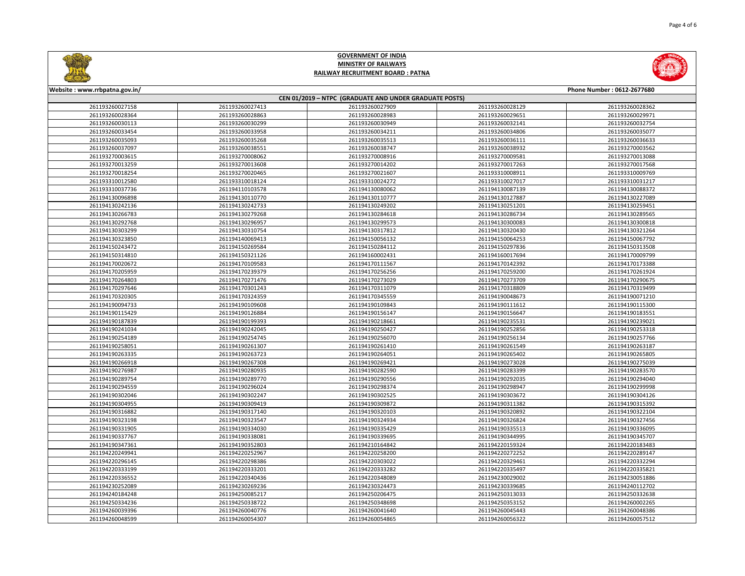# GOVERNMENT OF INDIA
## MINISTRY OF RAILWAYS
## RAILWAY RECRUITMENT BOARD : PATNA

Website : www.rrbpatna.gov.in/ Phone Number : 0612-2677680

**CEN 01/2019 – NTPC (GRADUATE AND UNDER GRADUATE POSTS)**

| | | | | |
|---|---|---|---|---|
| 261193260027158 | 261193260027413 | 261193260027909 | 261193260028129 | 261193260028362 |
| 261193260028364 | 261193260028863 | 261193260028983 | 261193260029651 | 261193260029971 |
| 261193260030113 | 261193260030299 | 261193260030949 | 261193260032141 | 261193260032754 |
| 261193260033454 | 261193260033958 | 261193260034211 | 261193260034806 | 261193260035077 |
| 261193260035093 | 261193260035268 | 261193260035513 | 261193260036111 | 261193260036633 |
| 261193260037097 | 261193260038551 | 261193260038747 | 261193260038932 | 261193270003562 |
| 261193270003615 | 261193270008062 | 261193270008916 | 261193270009581 | 261193270013088 |
| 261193270013259 | 261193270013608 | 261193270014202 | 261193270017263 | 261193270017568 |
| 261193270018254 | 261193270020465 | 261193270021607 | 261193310008911 | 261193310009769 |
| 261193310012580 | 261193310018124 | 261193310024272 | 261193310027017 | 261193310031217 |
| 261193310037736 | 261194110103578 | 261194130080062 | 261194130087139 | 261194130088372 |
| 261194130096898 | 261194130110770 | 261194130110777 | 261194130127887 | 261194130227089 |
| 261194130242136 | 261194130242733 | 261194130249202 | 261194130251201 | 261194130259451 |
| 261194130266783 | 261194130279268 | 261194130284618 | 261194130286734 | 261194130289565 |
| 261194130292768 | 261194130296957 | 261194130299573 | 261194130300083 | 261194130300818 |
| 261194130303299 | 261194130310754 | 261194130317812 | 261194130320430 | 261194130321264 |
| 261194130323850 | 261194140069413 | 261194150056132 | 261194150064253 | 261194150067792 |
| 261194150243472 | 261194150269584 | 261194150284112 | 261194150297836 | 261194150313508 |
| 261194150314810 | 261194150321126 | 261194160002431 | 261194160017694 | 261194170009799 |
| 261194170020672 | 261194170109583 | 261194170111567 | 261194170142392 | 261194170173388 |
| 261194170205959 | 261194170239379 | 261194170256256 | 261194170259200 | 261194170261924 |
| 261194170264803 | 261194170271476 | 261194170273029 | 261194170273709 | 261194170290675 |
| 261194170297646 | 261194170301243 | 261194170311079 | 261194170318809 | 261194170319499 |
| 261194170320305 | 261194170324359 | 261194170345559 | 261194190048673 | 261194190071210 |
| 261194190094733 | 261194190109608 | 261194190109843 | 261194190111612 | 261194190115300 |
| 261194190115429 | 261194190126884 | 261194190156147 | 261194190156647 | 261194190183551 |
| 261194190187839 | 261194190199393 | 261194190218661 | 261194190235531 | 261194190239021 |
| 261194190241034 | 261194190242045 | 261194190250427 | 261194190252856 | 261194190253318 |
| 261194190254189 | 261194190254745 | 261194190256070 | 261194190256134 | 261194190257766 |
| 261194190258051 | 261194190261307 | 261194190261410 | 261194190261549 | 261194190263187 |
| 261194190263335 | 261194190263723 | 261194190264051 | 261194190265402 | 261194190265805 |
| 261194190266918 | 261194190267308 | 261194190269421 | 261194190273028 | 261194190275039 |
| 261194190276987 | 261194190280935 | 261194190282590 | 261194190283399 | 261194190283570 |
| 261194190289754 | 261194190289770 | 261194190290556 | 261194190292035 | 261194190294040 |
| 261194190294559 | 261194190296024 | 261194190298374 | 261194190298947 | 261194190299998 |
| 261194190302046 | 261194190302247 | 261194190302525 | 261194190303672 | 261194190304126 |
| 261194190304955 | 261194190309419 | 261194190309872 | 261194190311382 | 261194190315392 |
| 261194190316882 | 261194190317140 | 261194190320103 | 261194190320892 | 261194190322104 |
| 261194190323198 | 261194190323547 | 261194190324934 | 261194190326824 | 261194190327456 |
| 261194190331905 | 261194190334030 | 261194190335429 | 261194190335513 | 261194190336095 |
| 261194190337767 | 261194190338081 | 261194190339695 | 261194190344995 | 261194190345707 |
| 261194190347361 | 261194190352803 | 261194210164842 | 261194220159324 | 261194220183483 |
| 261194220249941 | 261194220252967 | 261194220258200 | 261194220272252 | 261194220289147 |
| 261194220296145 | 261194220298386 | 261194220303022 | 261194220329461 | 261194220332294 |
| 261194220333199 | 261194220333201 | 261194220333282 | 261194220335497 | 261194220335821 |
| 261194220336552 | 261194220340436 | 261194220348089 | 261194230029002 | 261194230051886 |
| 261194230252089 | 261194230269236 | 261194230324473 | 261194230339685 | 261194240112702 |
| 261194240184248 | 261194250085217 | 261194250206475 | 261194250313033 | 261194250332638 |
| 261194250334236 | 261194250338722 | 261194250348698 | 261194250353152 | 261194260002265 |
| 261194260039396 | 261194260040776 | 261194260041640 | 261194260045443 | 261194260048386 |
| 261194260048599 | 261194260054307 | 261194260054865 | 261194260056322 | 261194260057512 |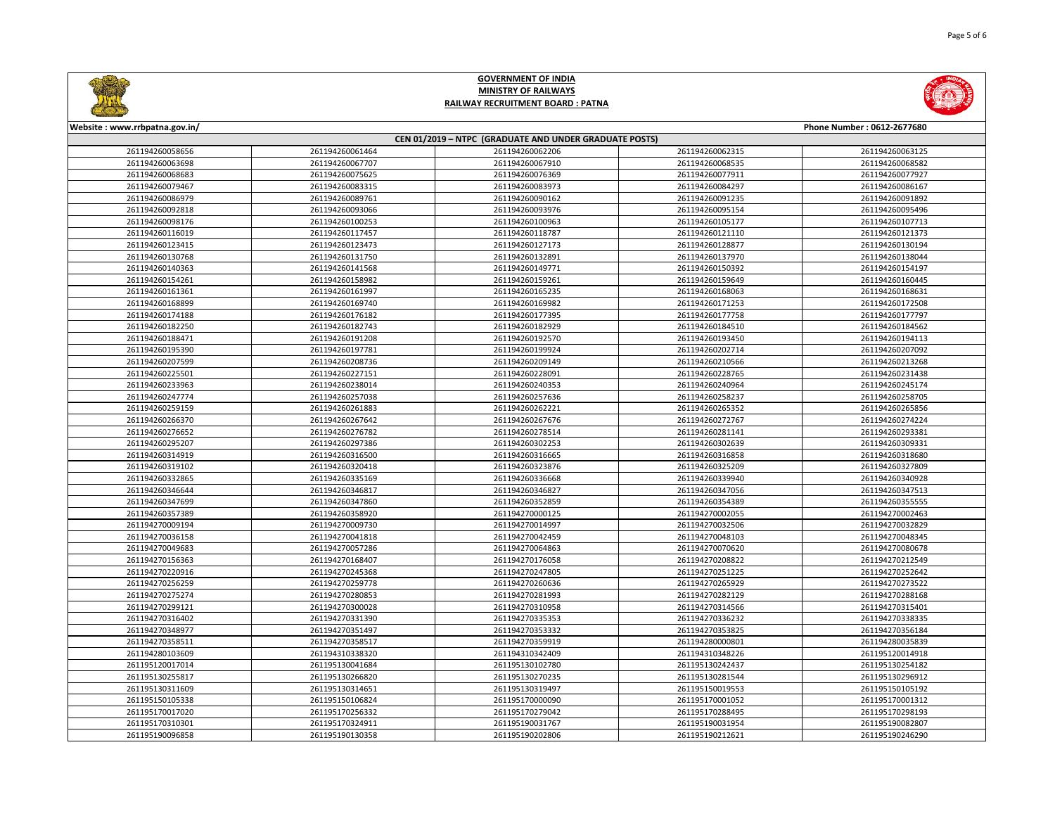# GOVERNMENT OF INDIA
## MINISTRY OF RAILWAYS
## RAILWAY RECRUITMENT BOARD : PATNA

Website : www.rrbpatna.gov.in/ Phone Number : 0612-2677680

**CEN 01/2019 – NTPC (GRADUATE AND UNDER GRADUATE POSTS)**

| | | | | |
|---|---|---|---|---|
| 261194260058656 | 261194260061464 | 261194260062206 | 261194260062315 | 261194260063125 |
| 261194260063698 | 261194260067707 | 261194260067910 | 261194260068535 | 261194260068582 |
| 261194260068683 | 261194260075625 | 261194260076369 | 261194260077911 | 261194260077927 |
| 261194260079467 | 261194260083315 | 261194260083973 | 261194260084297 | 261194260086167 |
| 261194260086979 | 261194260089761 | 261194260090162 | 261194260091235 | 261194260091892 |
| 261194260092818 | 261194260093066 | 261194260093976 | 261194260095154 | 261194260095496 |
| 261194260098176 | 261194260100253 | 261194260100963 | 261194260105177 | 261194260107713 |
| 261194260116019 | 261194260117457 | 261194260118787 | 261194260121110 | 261194260121373 |
| 261194260123415 | 261194260123473 | 261194260127173 | 261194260128877 | 261194260130194 |
| 261194260130768 | 261194260131750 | 261194260132891 | 261194260137970 | 261194260138044 |
| 261194260140363 | 261194260141568 | 261194260149771 | 261194260150392 | 261194260154197 |
| 261194260154261 | 261194260158982 | 261194260159261 | 261194260159649 | 261194260160445 |
| 261194260161361 | 261194260161997 | 261194260165235 | 261194260168063 | 261194260168631 |
| 261194260168899 | 261194260169740 | 261194260169982 | 261194260171253 | 261194260172508 |
| 261194260174188 | 261194260176182 | 261194260177395 | 261194260177758 | 261194260177797 |
| 261194260182250 | 261194260182743 | 261194260182929 | 261194260184510 | 261194260184562 |
| 261194260188471 | 261194260192208 | 261194260192570 | 261194260193450 | 261194260194113 |
| 261194260195390 | 261194260197781 | 261194260199924 | 261194260202714 | 261194260207092 |
| 261194260207599 | 261194260208736 | 261194260209149 | 261194260210566 | 261194260213268 |
| 261194260225501 | 261194260227151 | 261194260228091 | 261194260228765 | 261194260231438 |
| 261194260233963 | 261194260238014 | 261194260240353 | 261194260240964 | 261194260245174 |
| 261194260247774 | 261194260257038 | 261194260257636 | 261194260258237 | 261194260258705 |
| 261194260259159 | 261194260261883 | 261194260262221 | 261194260265352 | 261194260265856 |
| 261194260266370 | 261194260267642 | 261194260267676 | 261194260272767 | 261194260274224 |
| 261194260276652 | 261194260276782 | 261194260278514 | 261194260281141 | 261194260293381 |
| 261194260295207 | 261194260297386 | 261194260302253 | 261194260302639 | 261194260309331 |
| 261194260314919 | 261194260316500 | 261194260316665 | 261194260316858 | 261194260318680 |
| 261194260319102 | 261194260320418 | 261194260323876 | 261194260325209 | 261194260327809 |
| 261194260332865 | 261194260335169 | 261194260336668 | 261194260339940 | 261194260340928 |
| 261194260346644 | 261194260346817 | 261194260346827 | 261194260347056 | 261194260347513 |
| 261194260347699 | 261194260347860 | 261194260352859 | 261194260354389 | 261194260355555 |
| 261194260357389 | 261194260358920 | 261194270000125 | 261194270002055 | 261194270002463 |
| 261194270009194 | 261194270009730 | 261194270014997 | 261194270032506 | 261194270032829 |
| 261194270036158 | 261194270041818 | 261194270042459 | 261194270048103 | 261194270048345 |
| 261194270049683 | 261194270057286 | 261194270064863 | 261194270070620 | 261194270080678 |
| 261194270156363 | 261194270168407 | 261194270176058 | 261194270208822 | 261194270212549 |
| 261194270220916 | 261194270245368 | 261194270247805 | 261194270251225 | 261194270252642 |
| 261194270256259 | 261194270259778 | 261194270260636 | 261194270265929 | 261194270273522 |
| 261194270275274 | 261194270280853 | 261194270281993 | 261194270282129 | 261194270288168 |
| 261194270299121 | 261194270300028 | 261194270310958 | 261194270314566 | 261194270315401 |
| 261194270316402 | 261194270331390 | 261194270335353 | 261194270336232 | 261194270338335 |
| 261194270348977 | 261194270351497 | 261194270353332 | 261194270353825 | 261194270356184 |
| 261194270358511 | 261194270358517 | 261194270359919 | 261194280000801 | 261194280035839 |
| 261194280103609 | 261194310338320 | 261194310342409 | 261194310348226 | 261195120014918 |
| 261195120017014 | 261195130041684 | 261195130102780 | 261195130242437 | 261195130254182 |
| 261195130255817 | 261195130266820 | 261195130270235 | 261195130281544 | 261195130296912 |
| 261195130311609 | 261195130314651 | 261195130319497 | 261195150019553 | 261195150105192 |
| 261195150105338 | 261195150106824 | 261195170000090 | 261195170001052 | 261195170001312 |
| 261195170017020 | 261195170256332 | 261195170279042 | 261195170288495 | 261195170298193 |
| 261195170310301 | 261195170324911 | 261195190031767 | 261195190031954 | 261195190082807 |
| 261195190096858 | 261195190130358 | 261195190202806 | 261195190212621 | 261195190246290 |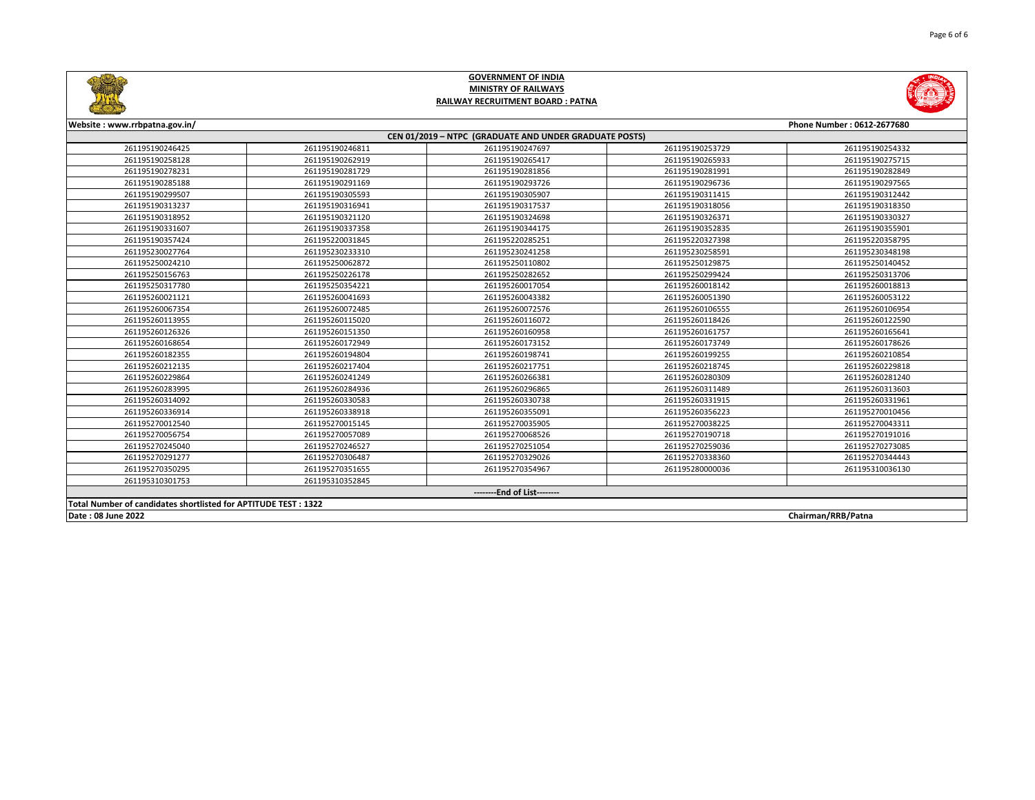**GOVERNMENT OF INDIA**
**MINISTRY OF RAILWAYS**
**RAILWAY RECRUITMENT BOARD : PATNA**

**Website : www.rrbpatna.gov.in/** **Phone Number : 0612-2677680**

**CEN 01/2019 – NTPC (GRADUATE AND UNDER GRADUATE POSTS)**

| | | | | |
|---|---|---|---|---|
| 261195190246425 | 261195190246811 | 261195190247697 | 261195190253729 | 261195190254332 |
| 261195190258128 | 261195190262919 | 261195190265417 | 261195190265933 | 261195190275715 |
| 261195190278231 | 261195190281729 | 261195190281856 | 261195190281991 | 261195190282849 |
| 261195190285188 | 261195190291169 | 261195190293726 | 261195190296736 | 261195190297565 |
| 261195190299507 | 261195190305593 | 261195190305907 | 261195190311415 | 261195190312442 |
| 261195190313237 | 261195190316941 | 261195190317537 | 261195190318056 | 261195190318350 |
| 261195190318952 | 261195190321120 | 261195190324698 | 261195190326371 | 261195190330327 |
| 261195190331607 | 261195190337358 | 261195190344175 | 261195190352835 | 261195190355901 |
| 261195190357424 | 261195220031845 | 261195220285251 | 261195220327398 | 261195220358795 |
| 261195230027764 | 261195230233310 | 261195230241258 | 261195230258591 | 261195230348198 |
| 261195250024210 | 261195250062872 | 261195250110802 | 261195250129875 | 261195250140452 |
| 261195250156763 | 261195250226178 | 261195250282652 | 261195250299424 | 261195250313706 |
| 261195250317780 | 261195250354221 | 261195260017054 | 261195260018142 | 261195260018813 |
| 261195260021121 | 261195260041693 | 261195260043382 | 261195260051390 | 261195260053122 |
| 261195260067354 | 261195260072485 | 261195260072576 | 261195260106555 | 261195260106954 |
| 261195260113955 | 261195260115020 | 261195260116072 | 261195260118426 | 261195260122590 |
| 261195260126326 | 261195260151350 | 261195260160958 | 261195260161757 | 261195260165641 |
| 261195260168654 | 261195260172949 | 261195260173152 | 261195260173749 | 261195260178626 |
| 261195260182355 | 261195260194804 | 261195260198741 | 261195260199255 | 261195260210854 |
| 261195260212135 | 261195260217404 | 261195260217751 | 261195260218745 | 261195260229818 |
| 261195260229864 | 261195260241249 | 261195260266381 | 261195260280309 | 261195260281240 |
| 261195260283995 | 261195260284936 | 261195260296865 | 261195260311489 | 261195260313603 |
| 261195260314092 | 261195260330583 | 261195260330738 | 261195260331915 | 261195260331961 |
| 261195260336914 | 261195260338918 | 261195260355091 | 261195260356223 | 261195270010456 |
| 261195270012540 | 261195270015145 | 261195270035905 | 261195270038225 | 261195270043311 |
| 261195270056754 | 261195270057089 | 261195270068526 | 261195270190718 | 261195270191016 |
| 261195270245040 | 261195270246527 | 261195270251054 | 261195270259036 | 261195270273085 |
| 261195270291277 | 261195270306487 | 261195270329026 | 261195270338360 | 261195270344443 |
| 261195270350295 | 261195270351655 | 261195270354967 | 261195280000036 | 261195310036130 |
| 261195310301753 | 261195310352845 | | | |

--------End of List--------

**Total Number of candidates shortlisted for APTITUDE TEST : 1322**

**Date : 08 June 2022** **Chairman/RRB/Patna**